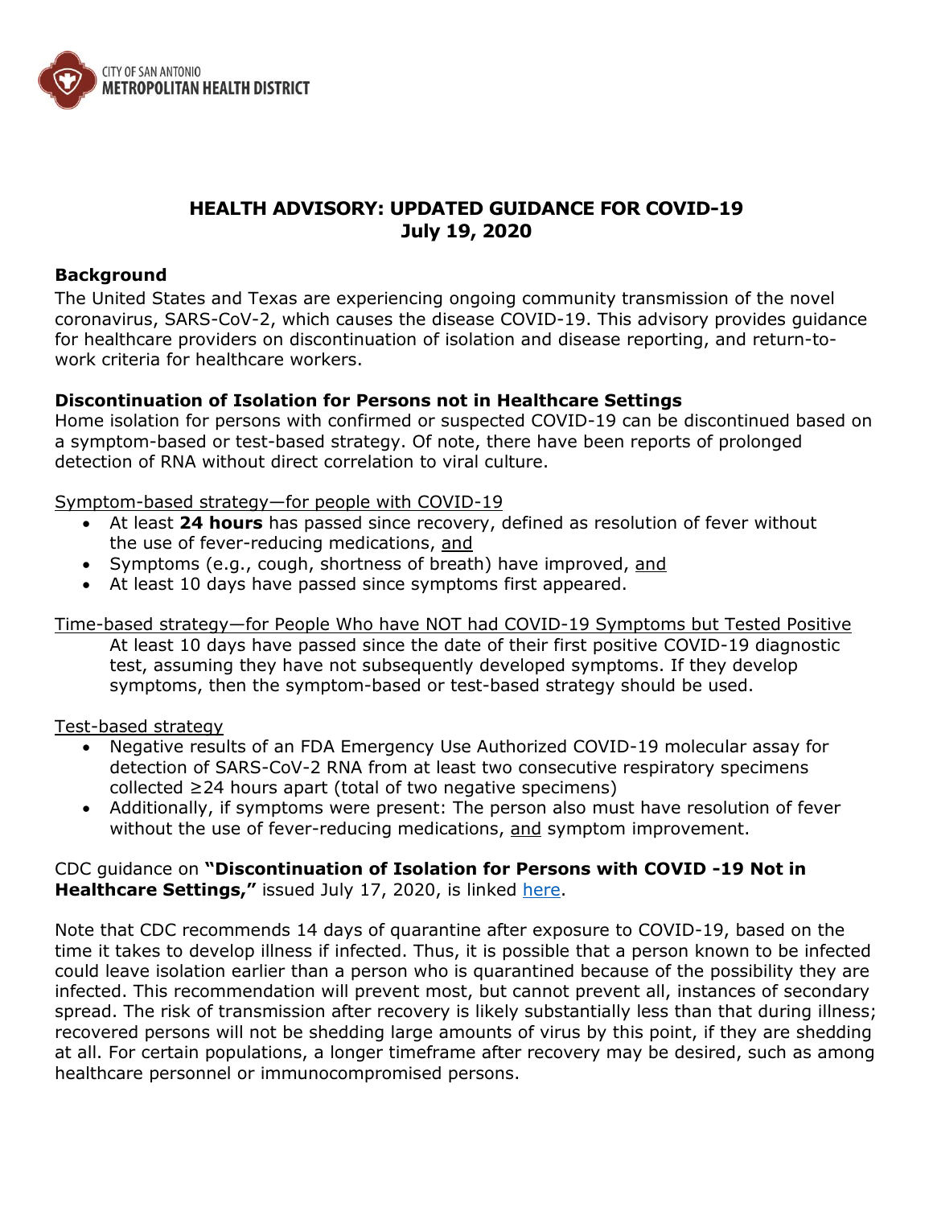CITY OF SAN ANTONIO
**METROPOLITAN HEALTH DISTRICT**

# HEALTH ADVISORY: UPDATED GUIDANCE FOR COVID-19
# July 19, 2020

## Background

The United States and Texas are experiencing ongoing community transmission of the novel coronavirus, SARS-CoV-2, which causes the disease COVID-19. This advisory provides guidance for healthcare providers on discontinuation of isolation and disease reporting, and return-to-work criteria for healthcare workers.

## Discontinuation of Isolation for Persons not in Healthcare Settings

Home isolation for persons with confirmed or suspected COVID-19 can be discontinued based on a symptom-based or test-based strategy. Of note, there have been reports of prolonged detection of RNA without direct correlation to viral culture.

Symptom-based strategy—for people with COVID-19

- At least **24 hours** has passed since recovery, defined as resolution of fever without the use of fever-reducing medications, and
- Symptoms (e.g., cough, shortness of breath) have improved, and
- At least 10 days have passed since symptoms first appeared.

Time-based strategy—for People Who have NOT had COVID-19 Symptoms but Tested Positive

At least 10 days have passed since the date of their first positive COVID-19 diagnostic test, assuming they have not subsequently developed symptoms. If they develop symptoms, then the symptom-based or test-based strategy should be used.

Test-based strategy

- Negative results of an FDA Emergency Use Authorized COVID-19 molecular assay for detection of SARS-CoV-2 RNA from at least two consecutive respiratory specimens collected ≥24 hours apart (total of two negative specimens)
- Additionally, if symptoms were present: The person also must have resolution of fever without the use of fever-reducing medications, and symptom improvement.

CDC guidance on **"Discontinuation of Isolation for Persons with COVID -19 Not in Healthcare Settings,"** issued July 17, 2020, is linked here.

Note that CDC recommends 14 days of quarantine after exposure to COVID-19, based on the time it takes to develop illness if infected. Thus, it is possible that a person known to be infected could leave isolation earlier than a person who is quarantined because of the possibility they are infected. This recommendation will prevent most, but cannot prevent all, instances of secondary spread. The risk of transmission after recovery is likely substantially less than that during illness; recovered persons will not be shedding large amounts of virus by this point, if they are shedding at all. For certain populations, a longer timeframe after recovery may be desired, such as among healthcare personnel or immunocompromised persons.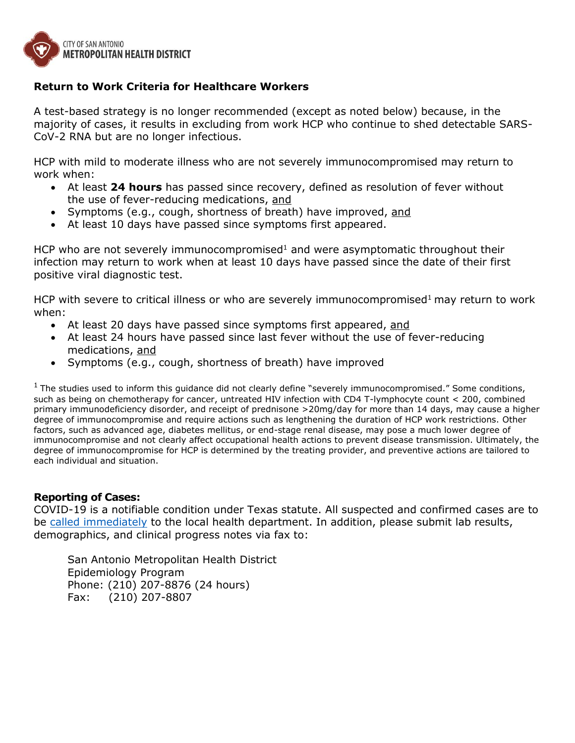**Return to Work Criteria for Healthcare Workers**

A test-based strategy is no longer recommended (except as noted below) because, in the majority of cases, it results in excluding from work HCP who continue to shed detectable SARS-CoV-2 RNA but are no longer infectious.

HCP with mild to moderate illness who are not severely immunocompromised may return to work when:

- At least **24 hours** has passed since recovery, defined as resolution of fever without the use of fever-reducing medications, and
- Symptoms (e.g., cough, shortness of breath) have improved, and
- At least 10 days have passed since symptoms first appeared.

HCP who are not severely immunocompromised[1] and were asymptomatic throughout their infection may return to work when at least 10 days have passed since the date of their first positive viral diagnostic test.

HCP with severe to critical illness or who are severely immunocompromised[1] may return to work when:

- At least 20 days have passed since symptoms first appeared, and
- At least 24 hours have passed since last fever without the use of fever-reducing medications, and
- Symptoms (e.g., cough, shortness of breath) have improved

[1] The studies used to inform this guidance did not clearly define "severely immunocompromised." Some conditions, such as being on chemotherapy for cancer, untreated HIV infection with CD4 T-lymphocyte count < 200, combined primary immunodeficiency disorder, and receipt of prednisone >20mg/day for more than 14 days, may cause a higher degree of immunocompromise and require actions such as lengthening the duration of HCP work restrictions. Other factors, such as advanced age, diabetes mellitus, or end-stage renal disease, may pose a much lower degree of immunocompromise and not clearly affect occupational health actions to prevent disease transmission. Ultimately, the degree of immunocompromise for HCP is determined by the treating provider, and preventive actions are tailored to each individual and situation.

**Reporting of Cases:**

COVID-19 is a notifiable condition under Texas statute. All suspected and confirmed cases are to be called immediately to the local health department. In addition, please submit lab results, demographics, and clinical progress notes via fax to:

San Antonio Metropolitan Health District
Epidemiology Program
Phone: (210) 207-8876 (24 hours)
Fax: (210) 207-8807